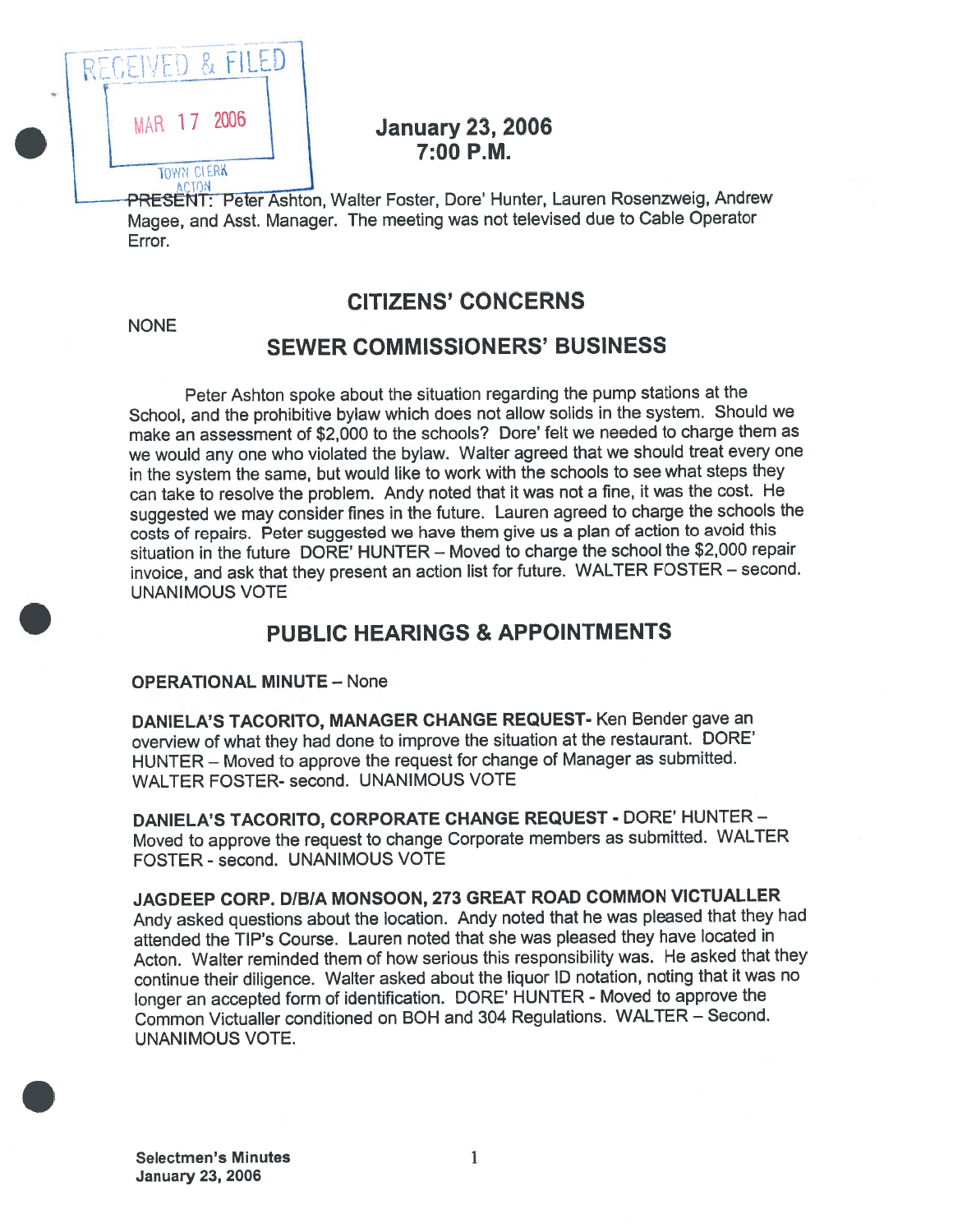RECEIVED & FILED

MAR 17 2006

TOWN CLERK
ACTON

# January 23, 2006
# 7:00 P.M.

PRESENT: Peter Ashton, Walter Foster, Dore' Hunter, Lauren Rosenzweig, Andrew Magee, and Asst. Manager. The meeting was not televised due to Cable Operator Error.

## CITIZENS' CONCERNS

NONE

## SEWER COMMISSIONERS' BUSINESS

Peter Ashton spoke about the situation regarding the pump stations at the School, and the prohibitive bylaw which does not allow solids in the system. Should we make an assessment of $2,000 to the schools? Dore' felt we needed to charge them as we would any one who violated the bylaw. Walter agreed that we should treat every one in the system the same, but would like to work with the schools to see what steps they can take to resolve the problem. Andy noted that it was not a fine, it was the cost. He suggested we may consider fines in the future. Lauren agreed to charge the schools the costs of repairs. Peter suggested we have them give us a plan of action to avoid this situation in the future DORE' HUNTER – Moved to charge the school the $2,000 repair invoice, and ask that they present an action list for future. WALTER FOSTER – second. UNANIMOUS VOTE

## PUBLIC HEARINGS & APPOINTMENTS

**OPERATIONAL MINUTE** – None

**DANIELA'S TACORITO, MANAGER CHANGE REQUEST-** Ken Bender gave an overview of what they had done to improve the situation at the restaurant. DORE' HUNTER – Moved to approve the request for change of Manager as submitted. WALTER FOSTER- second. UNANIMOUS VOTE

**DANIELA'S TACORITO, CORPORATE CHANGE REQUEST -** DORE' HUNTER – Moved to approve the request to change Corporate members as submitted. WALTER FOSTER - second. UNANIMOUS VOTE

**JAGDEEP CORP. D/B/A MONSOON, 273 GREAT ROAD COMMON VICTUALLER**
Andy asked questions about the location. Andy noted that he was pleased that they had attended the TIP's Course. Lauren noted that she was pleased they have located in Acton. Walter reminded them of how serious this responsibility was. He asked that they continue their diligence. Walter asked about the liquor ID notation, noting that it was no longer an accepted form of identification. DORE' HUNTER - Moved to approve the Common Victualler conditioned on BOH and 304 Regulations. WALTER – Second. UNANIMOUS VOTE.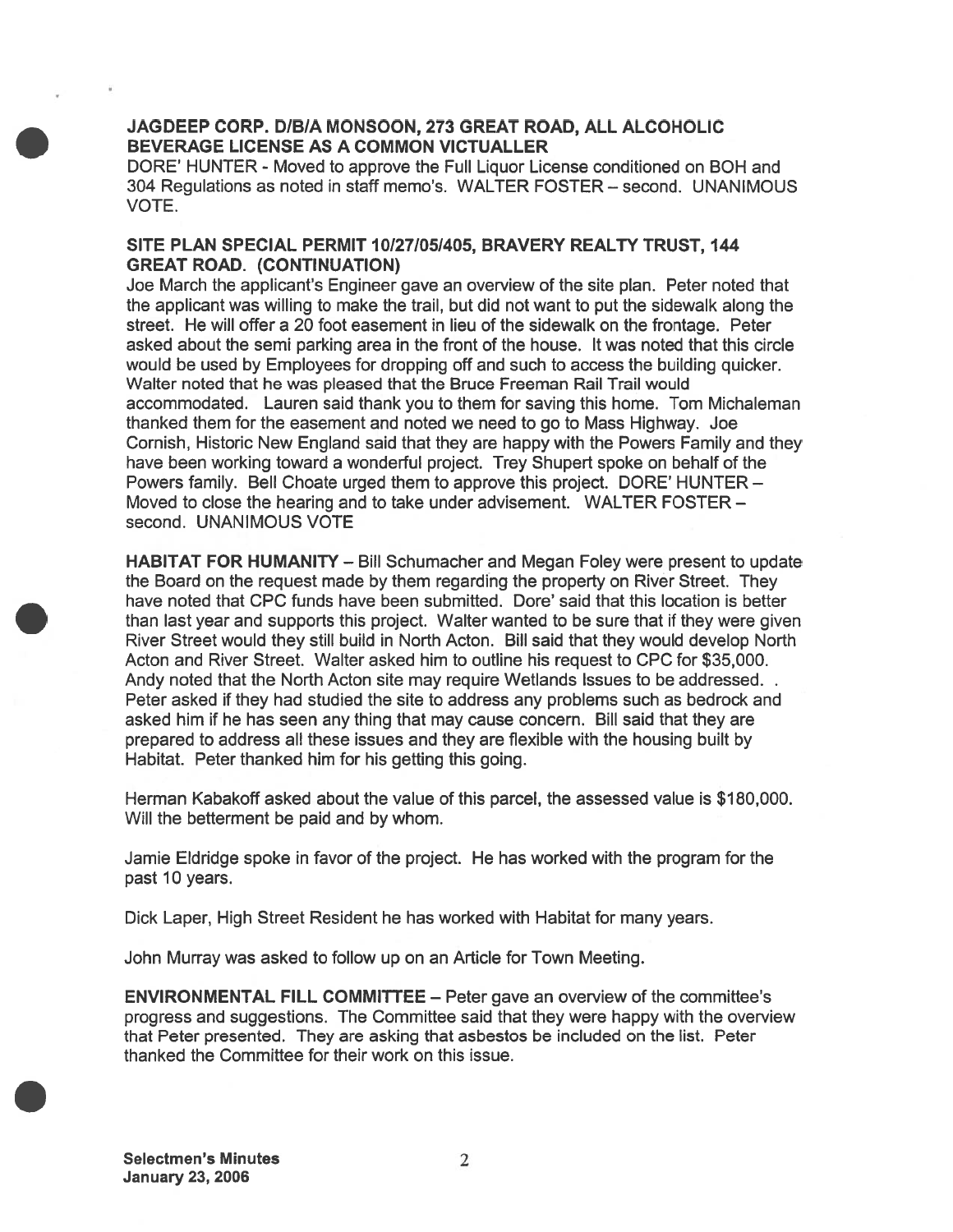**JAGDEEP CORP. D/B/A MONSOON, 273 GREAT ROAD, ALL ALCOHOLIC BEVERAGE LICENSE AS A COMMON VICTUALLER**

DORE' HUNTER - Moved to approve the Full Liquor License conditioned on BOH and 304 Regulations as noted in staff memo's. WALTER FOSTER – second. UNANIMOUS VOTE.

**SITE PLAN SPECIAL PERMIT 10/27/05/405, BRAVERY REALTY TRUST, 144 GREAT ROAD. (CONTINUATION)**

Joe March the applicant's Engineer gave an overview of the site plan. Peter noted that the applicant was willing to make the trail, but did not want to put the sidewalk along the street. He will offer a 20 foot easement in lieu of the sidewalk on the frontage. Peter asked about the semi parking area in the front of the house. It was noted that this circle would be used by Employees for dropping off and such to access the building quicker. Walter noted that he was pleased that the Bruce Freeman Rail Trail would accommodated. Lauren said thank you to them for saving this home. Tom Michaleman thanked them for the easement and noted we need to go to Mass Highway. Joe Cornish, Historic New England said that they are happy with the Powers Family and they have been working toward a wonderful project. Trey Shupert spoke on behalf of the Powers family. Bell Choate urged them to approve this project. DORE' HUNTER – Moved to close the hearing and to take under advisement. WALTER FOSTER – second. UNANIMOUS VOTE

**HABITAT FOR HUMANITY** – Bill Schumacher and Megan Foley were present to update the Board on the request made by them regarding the property on River Street. They have noted that CPC funds have been submitted. Dore' said that this location is better than last year and supports this project. Walter wanted to be sure that if they were given River Street would they still build in North Acton. Bill said that they would develop North Acton and River Street. Walter asked him to outline his request to CPC for $35,000. Andy noted that the North Acton site may require Wetlands Issues to be addressed. . Peter asked if they had studied the site to address any problems such as bedrock and asked him if he has seen any thing that may cause concern. Bill said that they are prepared to address all these issues and they are flexible with the housing built by Habitat. Peter thanked him for his getting this going.

Herman Kabakoff asked about the value of this parcel, the assessed value is $180,000. Will the betterment be paid and by whom.

Jamie Eldridge spoke in favor of the project. He has worked with the program for the past 10 years.

Dick Laper, High Street Resident he has worked with Habitat for many years.

John Murray was asked to follow up on an Article for Town Meeting.

**ENVIRONMENTAL FILL COMMITTEE** – Peter gave an overview of the committee's progress and suggestions. The Committee said that they were happy with the overview that Peter presented. They are asking that asbestos be included on the list. Peter thanked the Committee for their work on this issue.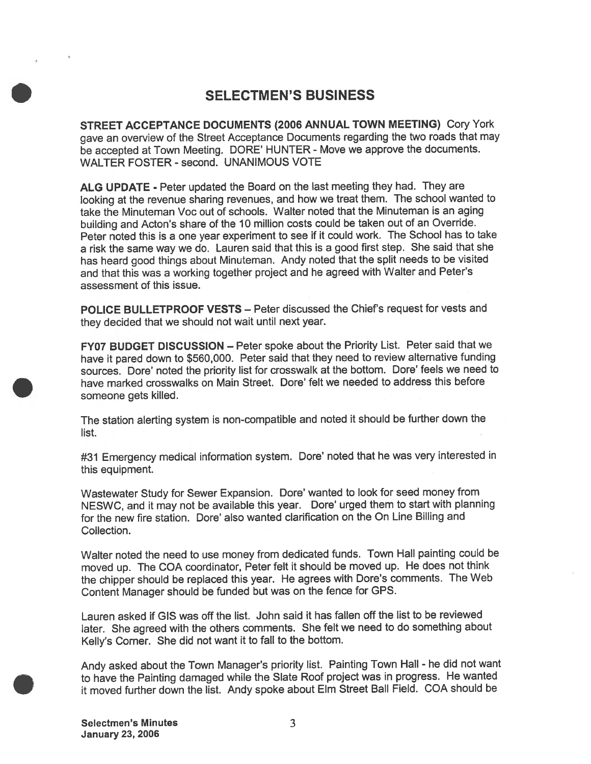# SELECTMEN'S BUSINESS

**STREET ACCEPTANCE DOCUMENTS (2006 ANNUAL TOWN MEETING)** Cory York gave an overview of the Street Acceptance Documents regarding the two roads that may be accepted at Town Meeting. DORE' HUNTER - Move we approve the documents. WALTER FOSTER - second. UNANIMOUS VOTE

**ALG UPDATE** - Peter updated the Board on the last meeting they had. They are looking at the revenue sharing revenues, and how we treat them. The school wanted to take the Minuteman Voc out of schools. Walter noted that the Minuteman is an aging building and Acton's share of the 10 million costs could be taken out of an Override. Peter noted this is a one year experiment to see if it could work. The School has to take a risk the same way we do. Lauren said that this is a good first step. She said that she has heard good things about Minuteman. Andy noted that the split needs to be visited and that this was a working together project and he agreed with Walter and Peter's assessment of this issue.

**POLICE BULLETPROOF VESTS** – Peter discussed the Chief's request for vests and they decided that we should not wait until next year.

**FY07 BUDGET DISCUSSION** – Peter spoke about the Priority List. Peter said that we have it pared down to $560,000. Peter said that they need to review alternative funding sources. Dore' noted the priority list for crosswalk at the bottom. Dore' feels we need to have marked crosswalks on Main Street. Dore' felt we needed to address this before someone gets killed.

The station alerting system is non-compatible and noted it should be further down the list.

#31 Emergency medical information system. Dore' noted that he was very interested in this equipment.

Wastewater Study for Sewer Expansion. Dore' wanted to look for seed money from NESWC, and it may not be available this year. Dore' urged them to start with planning for the new fire station. Dore' also wanted clarification on the On Line Billing and Collection.

Walter noted the need to use money from dedicated funds. Town Hall painting could be moved up. The COA coordinator, Peter felt it should be moved up. He does not think the chipper should be replaced this year. He agrees with Dore's comments. The Web Content Manager should be funded but was on the fence for GPS.

Lauren asked if GIS was off the list. John said it has fallen off the list to be reviewed later. She agreed with the others comments. She felt we need to do something about Kelly's Corner. She did not want it to fall to the bottom.

Andy asked about the Town Manager's priority list. Painting Town Hall - he did not want to have the Painting damaged while the Slate Roof project was in progress. He wanted it moved further down the list. Andy spoke about Elm Street Ball Field. COA should be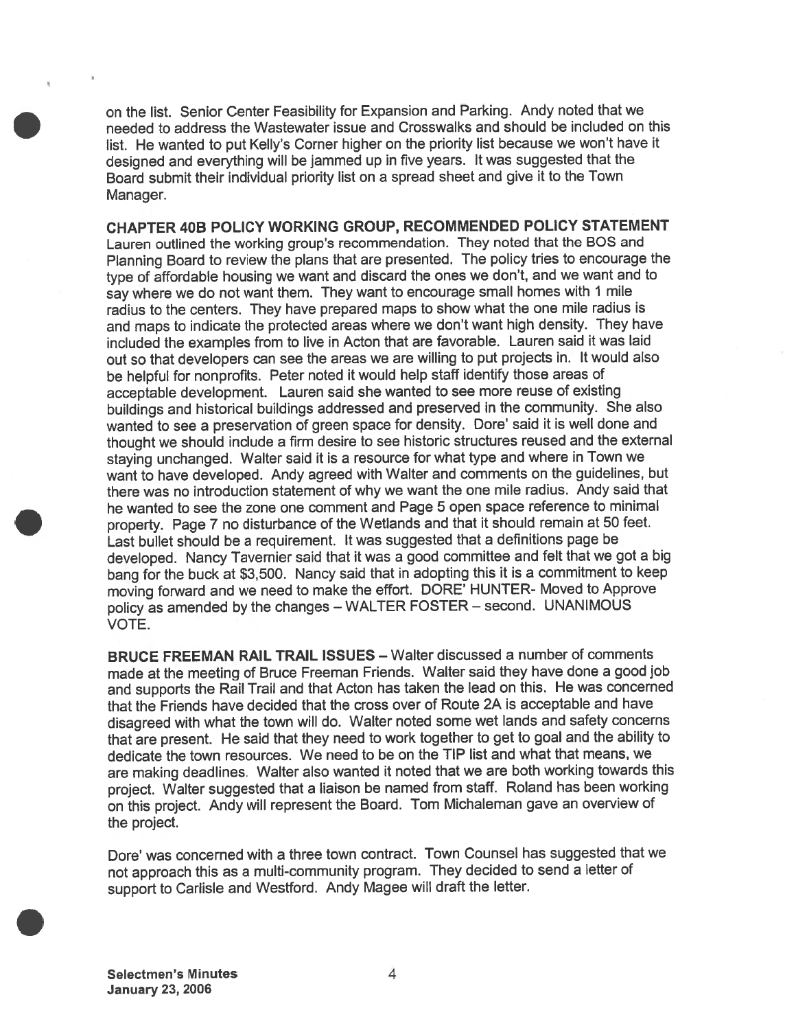on the list. Senior Center Feasibility for Expansion and Parking. Andy noted that we needed to address the Wastewater issue and Crosswalks and should be included on this list. He wanted to put Kelly's Corner higher on the priority list because we won't have it designed and everything will be jammed up in five years. It was suggested that the Board submit their individual priority list on a spread sheet and give it to the Town Manager.

**CHAPTER 40B POLICY WORKING GROUP, RECOMMENDED POLICY STATEMENT**
Lauren outlined the working group's recommendation. They noted that the BOS and Planning Board to review the plans that are presented. The policy tries to encourage the type of affordable housing we want and discard the ones we don't, and we want and to say where we do not want them. They want to encourage small homes with 1 mile radius to the centers. They have prepared maps to show what the one mile radius is and maps to indicate the protected areas where we don't want high density. They have included the examples from to live in Acton that are favorable. Lauren said it was laid out so that developers can see the areas we are willing to put projects in. It would also be helpful for nonprofits. Peter noted it would help staff identify those areas of acceptable development. Lauren said she wanted to see more reuse of existing buildings and historical buildings addressed and preserved in the community. She also wanted to see a preservation of green space for density. Dore' said it is well done and thought we should include a firm desire to see historic structures reused and the external staying unchanged. Walter said it is a resource for what type and where in Town we want to have developed. Andy agreed with Walter and comments on the guidelines, but there was no introduction statement of why we want the one mile radius. Andy said that he wanted to see the zone one comment and Page 5 open space reference to minimal property. Page 7 no disturbance of the Wetlands and that it should remain at 50 feet. Last bullet should be a requirement. It was suggested that a definitions page be developed. Nancy Tavernier said that it was a good committee and felt that we got a big bang for the buck at $3,500. Nancy said that in adopting this it is a commitment to keep moving forward and we need to make the effort. DORE' HUNTER- Moved to Approve policy as amended by the changes – WALTER FOSTER – second. UNANIMOUS VOTE.

**BRUCE FREEMAN RAIL TRAIL ISSUES** – Walter discussed a number of comments made at the meeting of Bruce Freeman Friends. Walter said they have done a good job and supports the Rail Trail and that Acton has taken the lead on this. He was concerned that the Friends have decided that the cross over of Route 2A is acceptable and have disagreed with what the town will do. Walter noted some wet lands and safety concerns that are present. He said that they need to work together to get to goal and the ability to dedicate the town resources. We need to be on the TIP list and what that means, we are making deadlines. Walter also wanted it noted that we are both working towards this project. Walter suggested that a liaison be named from staff. Roland has been working on this project. Andy will represent the Board. Tom Michaleman gave an overview of the project.

Dore' was concerned with a three town contract. Town Counsel has suggested that we not approach this as a multi-community program. They decided to send a letter of support to Carlisle and Westford. Andy Magee will draft the letter.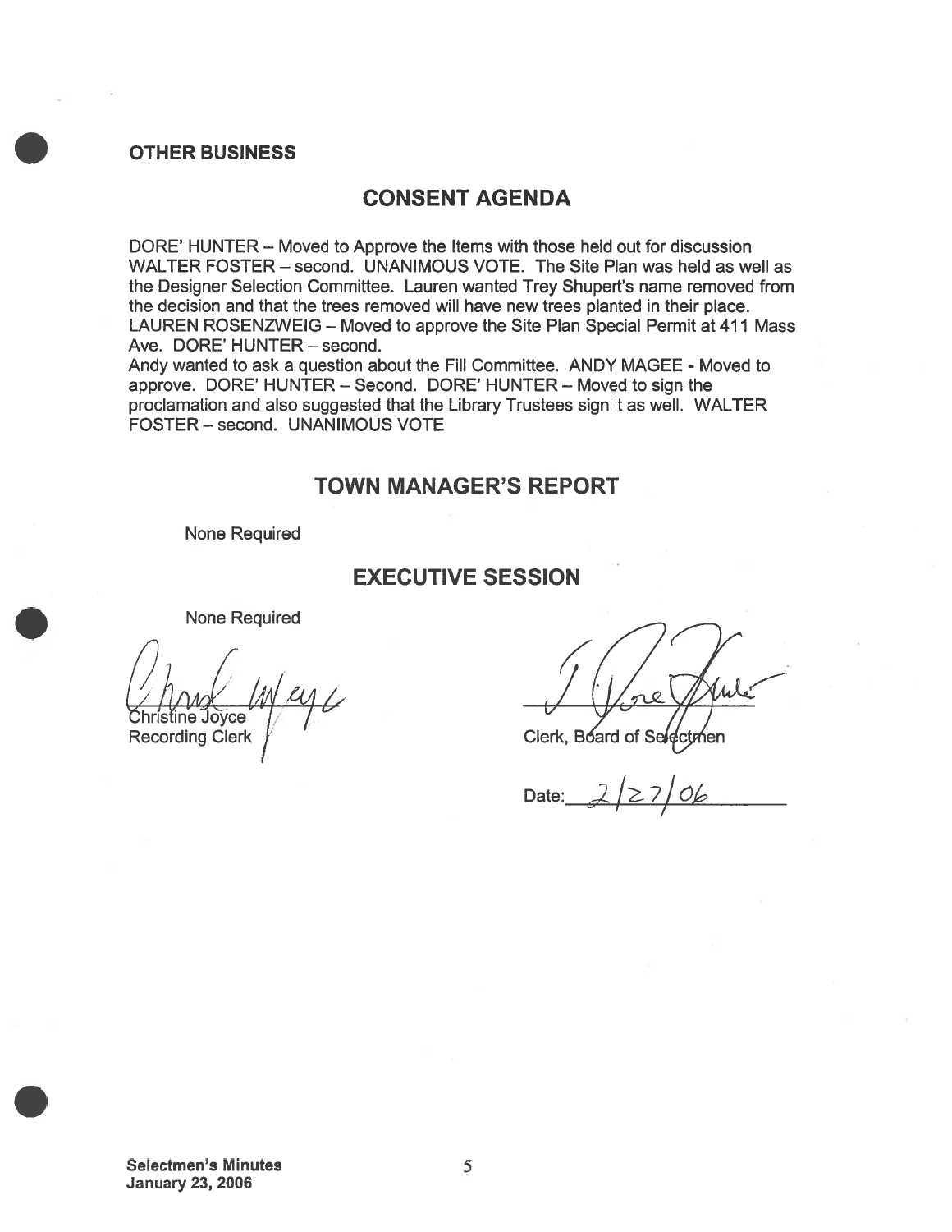**OTHER BUSINESS**

## CONSENT AGENDA

DORE' HUNTER – Moved to Approve the Items with those held out for discussion WALTER FOSTER – second. UNANIMOUS VOTE. The Site Plan was held as well as the Designer Selection Committee. Lauren wanted Trey Shupert's name removed from the decision and that the trees removed will have new trees planted in their place. LAUREN ROSENZWEIG – Moved to approve the Site Plan Special Permit at 411 Mass Ave. DORE' HUNTER – second.

Andy wanted to ask a question about the Fill Committee. ANDY MAGEE - Moved to approve. DORE' HUNTER – Second. DORE' HUNTER – Moved to sign the proclamation and also suggested that the Library Trustees sign it as well. WALTER FOSTER – second. UNANIMOUS VOTE

## TOWN MANAGER'S REPORT

None Required

## EXECUTIVE SESSION

None Required

Christine Joyce
Recording Clerk

Clerk, Board of Selectmen

Date: 2/27/06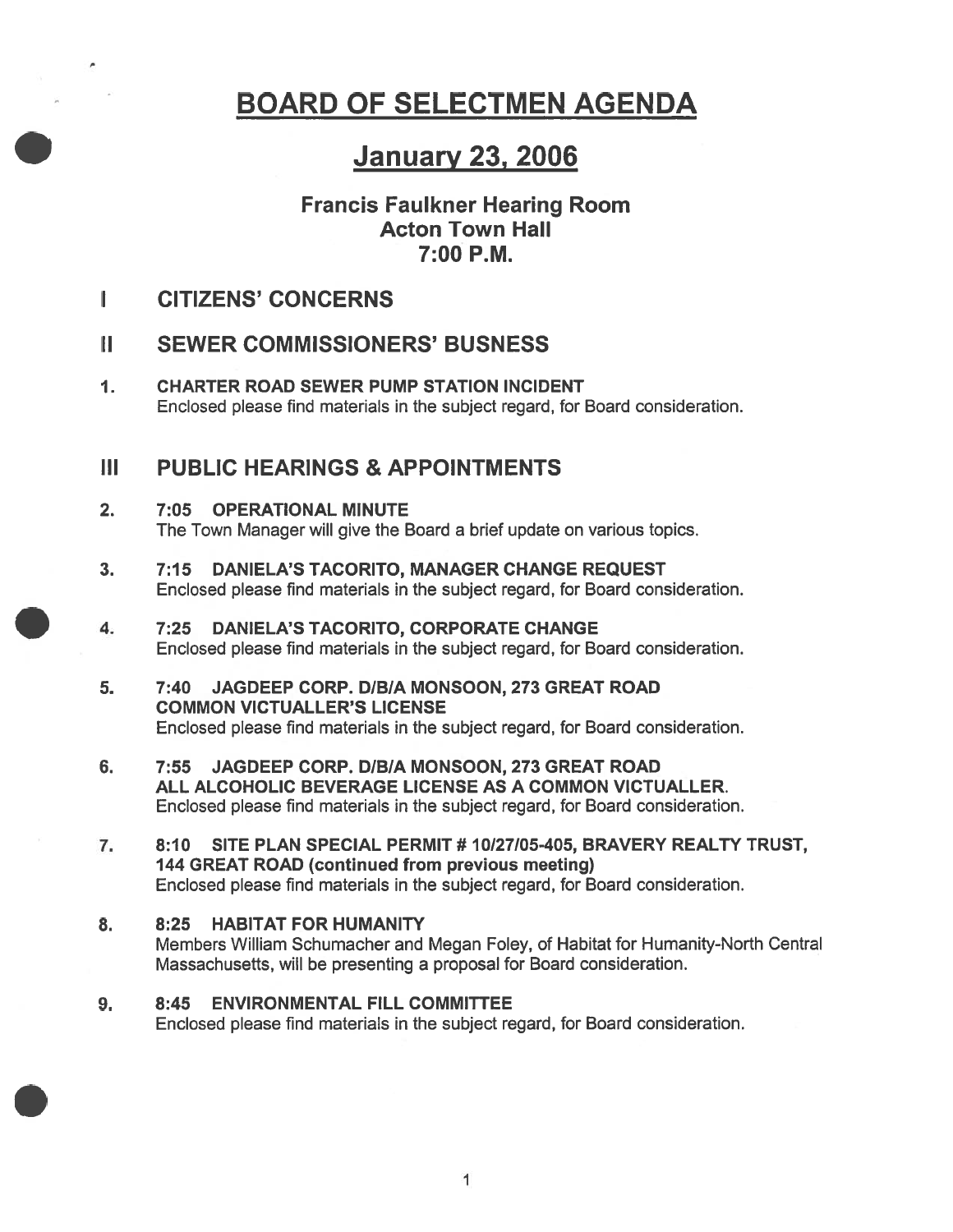# BOARD OF SELECTMEN AGENDA

## January 23, 2006

### Francis Faulkner Hearing Room
### Acton Town Hall
### 7:00 P.M.

## I CITIZENS' CONCERNS

## II SEWER COMMISSIONERS' BUSNESS

1. **CHARTER ROAD SEWER PUMP STATION INCIDENT**
   Enclosed please find materials in the subject regard, for Board consideration.

## III PUBLIC HEARINGS & APPOINTMENTS

2. **7:05 OPERATIONAL MINUTE**
   The Town Manager will give the Board a brief update on various topics.

3. **7:15 DANIELA'S TACORITO, MANAGER CHANGE REQUEST**
   Enclosed please find materials in the subject regard, for Board consideration.

4. **7:25 DANIELA'S TACORITO, CORPORATE CHANGE**
   Enclosed please find materials in the subject regard, for Board consideration.

5. **7:40 JAGDEEP CORP. D/B/A MONSOON, 273 GREAT ROAD COMMON VICTUALLER'S LICENSE**
   Enclosed please find materials in the subject regard, for Board consideration.

6. **7:55 JAGDEEP CORP. D/B/A MONSOON, 273 GREAT ROAD ALL ALCOHOLIC BEVERAGE LICENSE AS A COMMON VICTUALLER.**
   Enclosed please find materials in the subject regard, for Board consideration.

7. **8:10 SITE PLAN SPECIAL PERMIT # 10/27/05-405, BRAVERY REALTY TRUST, 144 GREAT ROAD (continued from previous meeting)**
   Enclosed please find materials in the subject regard, for Board consideration.

8. **8:25 HABITAT FOR HUMANITY**
   Members William Schumacher and Megan Foley, of Habitat for Humanity-North Central Massachusetts, will be presenting a proposal for Board consideration.

9. **8:45 ENVIRONMENTAL FILL COMMITTEE**
   Enclosed please find materials in the subject regard, for Board consideration.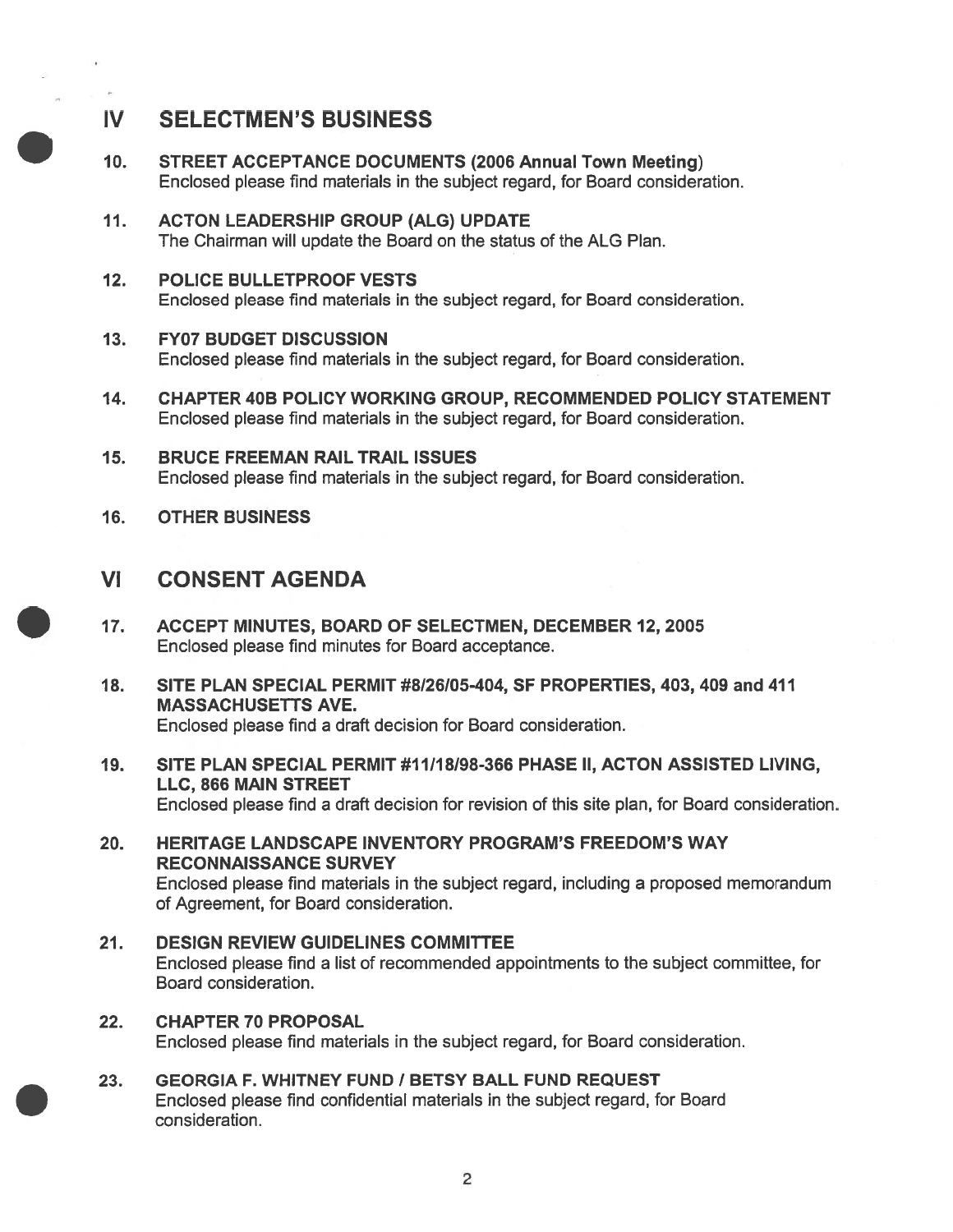## IV SELECTMEN'S BUSINESS

10. **STREET ACCEPTANCE DOCUMENTS (2006 Annual Town Meeting)**
    Enclosed please find materials in the subject regard, for Board consideration.

11. **ACTON LEADERSHIP GROUP (ALG) UPDATE**
    The Chairman will update the Board on the status of the ALG Plan.

12. **POLICE BULLETPROOF VESTS**
    Enclosed please find materials in the subject regard, for Board consideration.

13. **FY07 BUDGET DISCUSSION**
    Enclosed please find materials in the subject regard, for Board consideration.

14. **CHAPTER 40B POLICY WORKING GROUP, RECOMMENDED POLICY STATEMENT**
    Enclosed please find materials in the subject regard, for Board consideration.

15. **BRUCE FREEMAN RAIL TRAIL ISSUES**
    Enclosed please find materials in the subject regard, for Board consideration.

16. **OTHER BUSINESS**

## VI CONSENT AGENDA

17. **ACCEPT MINUTES, BOARD OF SELECTMEN, DECEMBER 12, 2005**
    Enclosed please find minutes for Board acceptance.

18. **SITE PLAN SPECIAL PERMIT #8/26/05-404, SF PROPERTIES, 403, 409 and 411 MASSACHUSETTS AVE.**
    Enclosed please find a draft decision for Board consideration.

19. **SITE PLAN SPECIAL PERMIT #11/18/98-366 PHASE II, ACTON ASSISTED LIVING, LLC, 866 MAIN STREET**
    Enclosed please find a draft decision for revision of this site plan, for Board consideration.

20. **HERITAGE LANDSCAPE INVENTORY PROGRAM'S FREEDOM'S WAY RECONNAISSANCE SURVEY**
    Enclosed please find materials in the subject regard, including a proposed memorandum of Agreement, for Board consideration.

21. **DESIGN REVIEW GUIDELINES COMMITTEE**
    Enclosed please find a list of recommended appointments to the subject committee, for Board consideration.

22. **CHAPTER 70 PROPOSAL**
    Enclosed please find materials in the subject regard, for Board consideration.

23. **GEORGIA F. WHITNEY FUND / BETSY BALL FUND REQUEST**
    Enclosed please find confidential materials in the subject regard, for Board consideration.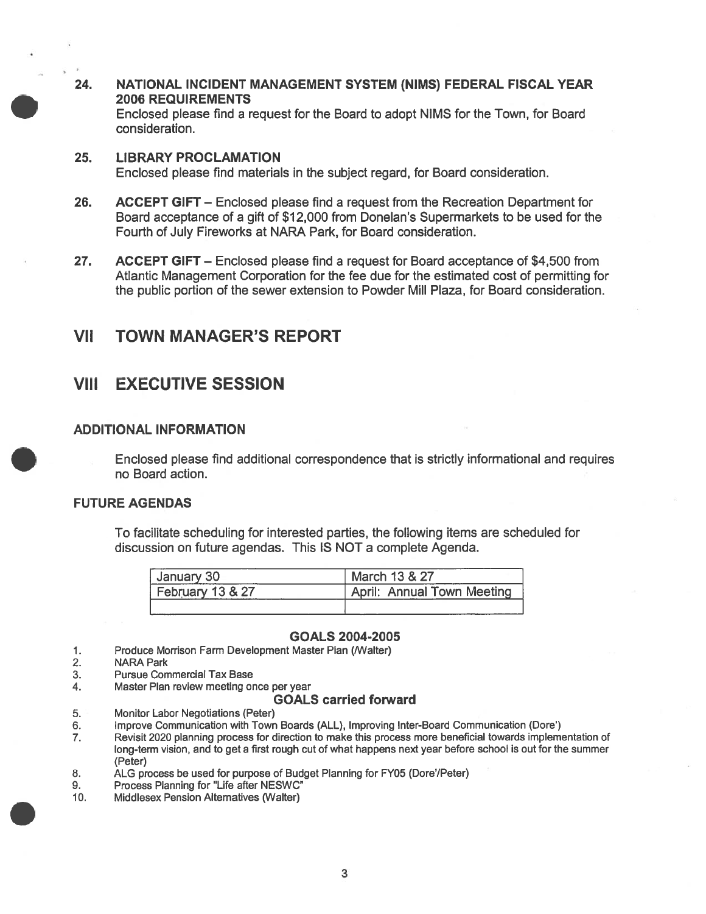**24. NATIONAL INCIDENT MANAGEMENT SYSTEM (NIMS) FEDERAL FISCAL YEAR 2006 REQUIREMENTS**

Enclosed please find a request for the Board to adopt NIMS for the Town, for Board consideration.

**25. LIBRARY PROCLAMATION**

Enclosed please find materials in the subject regard, for Board consideration.

**26. ACCEPT GIFT** – Enclosed please find a request from the Recreation Department for Board acceptance of a gift of $12,000 from Donelan's Supermarkets to be used for the Fourth of July Fireworks at NARA Park, for Board consideration.

**27. ACCEPT GIFT** – Enclosed please find a request for Board acceptance of $4,500 from Atlantic Management Corporation for the fee due for the estimated cost of permitting for the public portion of the sewer extension to Powder Mill Plaza, for Board consideration.

# VII TOWN MANAGER'S REPORT

# VIII EXECUTIVE SESSION

## ADDITIONAL INFORMATION

Enclosed please find additional correspondence that is strictly informational and requires no Board action.

## FUTURE AGENDAS

To facilitate scheduling for interested parties, the following items are scheduled for discussion on future agendas. This IS NOT a complete Agenda.

| | |
|---|---|
| January 30 | March 13 & 27 |
| February 13 & 27 | April: Annual Town Meeting |
| | |

### GOALS 2004-2005

1. Produce Morrison Farm Development Master Plan (Walter)
2. NARA Park
3. Pursue Commercial Tax Base
4. Master Plan review meeting once per year

### GOALS carried forward

5. Monitor Labor Negotiations (Peter)
6. Improve Communication with Town Boards (ALL), Improving Inter-Board Communication (Dore')
7. Revisit 2020 planning process for direction to make this process more beneficial towards implementation of long-term vision, and to get a first rough cut of what happens next year before school is out for the summer (Peter)
8. ALG process be used for purpose of Budget Planning for FY05 (Dore'/Peter)
9. Process Planning for "Life after NESWC"
10. Middlesex Pension Alternatives (Walter)